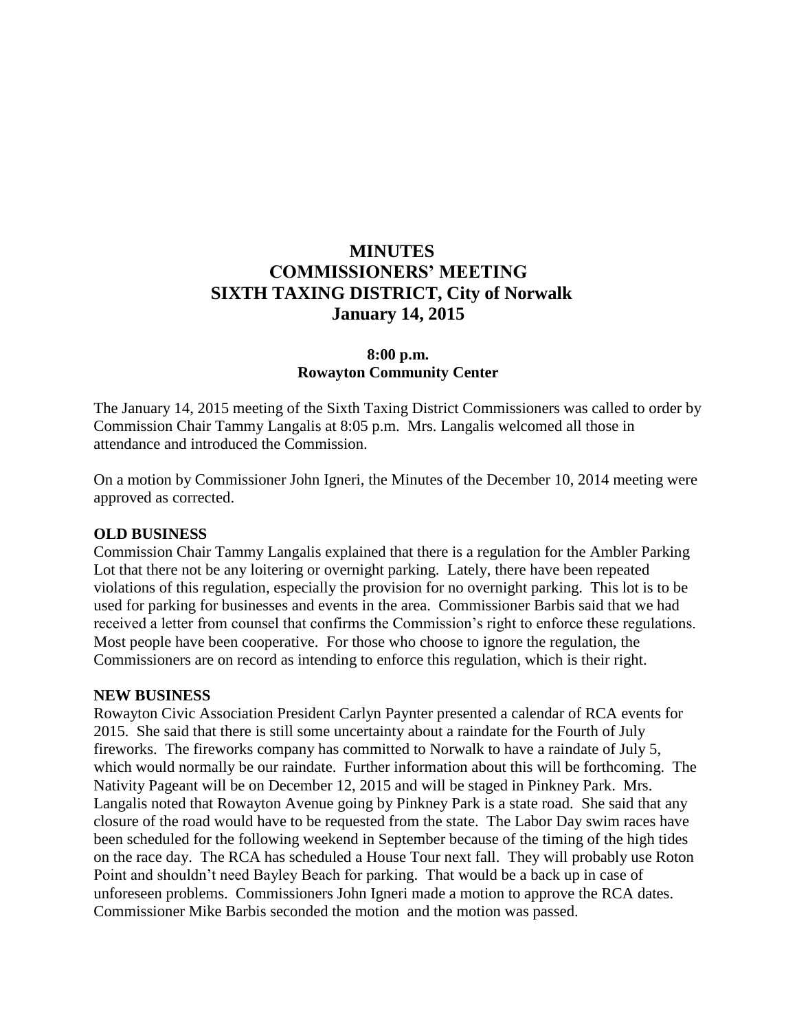# MINUTES
# COMMISSIONERS' MEETING
# SIXTH TAXING DISTRICT, City of Norwalk
# January 14, 2015

**8:00 p.m.**
**Rowayton Community Center**

The January 14, 2015 meeting of the Sixth Taxing District Commissioners was called to order by Commission Chair Tammy Langalis at 8:05 p.m. Mrs. Langalis welcomed all those in attendance and introduced the Commission.

On a motion by Commissioner John Igneri, the Minutes of the December 10, 2014 meeting were approved as corrected.

**OLD BUSINESS**

Commission Chair Tammy Langalis explained that there is a regulation for the Ambler Parking Lot that there not be any loitering or overnight parking. Lately, there have been repeated violations of this regulation, especially the provision for no overnight parking. This lot is to be used for parking for businesses and events in the area. Commissioner Barbis said that we had received a letter from counsel that confirms the Commission's right to enforce these regulations. Most people have been cooperative. For those who choose to ignore the regulation, the Commissioners are on record as intending to enforce this regulation, which is their right.

**NEW BUSINESS**

Rowayton Civic Association President Carlyn Paynter presented a calendar of RCA events for 2015. She said that there is still some uncertainty about a raindate for the Fourth of July fireworks. The fireworks company has committed to Norwalk to have a raindate of July 5, which would normally be our raindate. Further information about this will be forthcoming. The Nativity Pageant will be on December 12, 2015 and will be staged in Pinkney Park. Mrs. Langalis noted that Rowayton Avenue going by Pinkney Park is a state road. She said that any closure of the road would have to be requested from the state. The Labor Day swim races have been scheduled for the following weekend in September because of the timing of the high tides on the race day. The RCA has scheduled a House Tour next fall. They will probably use Roton Point and shouldn't need Bayley Beach for parking. That would be a back up in case of unforeseen problems. Commissioners John Igneri made a motion to approve the RCA dates. Commissioner Mike Barbis seconded the motion and the motion was passed.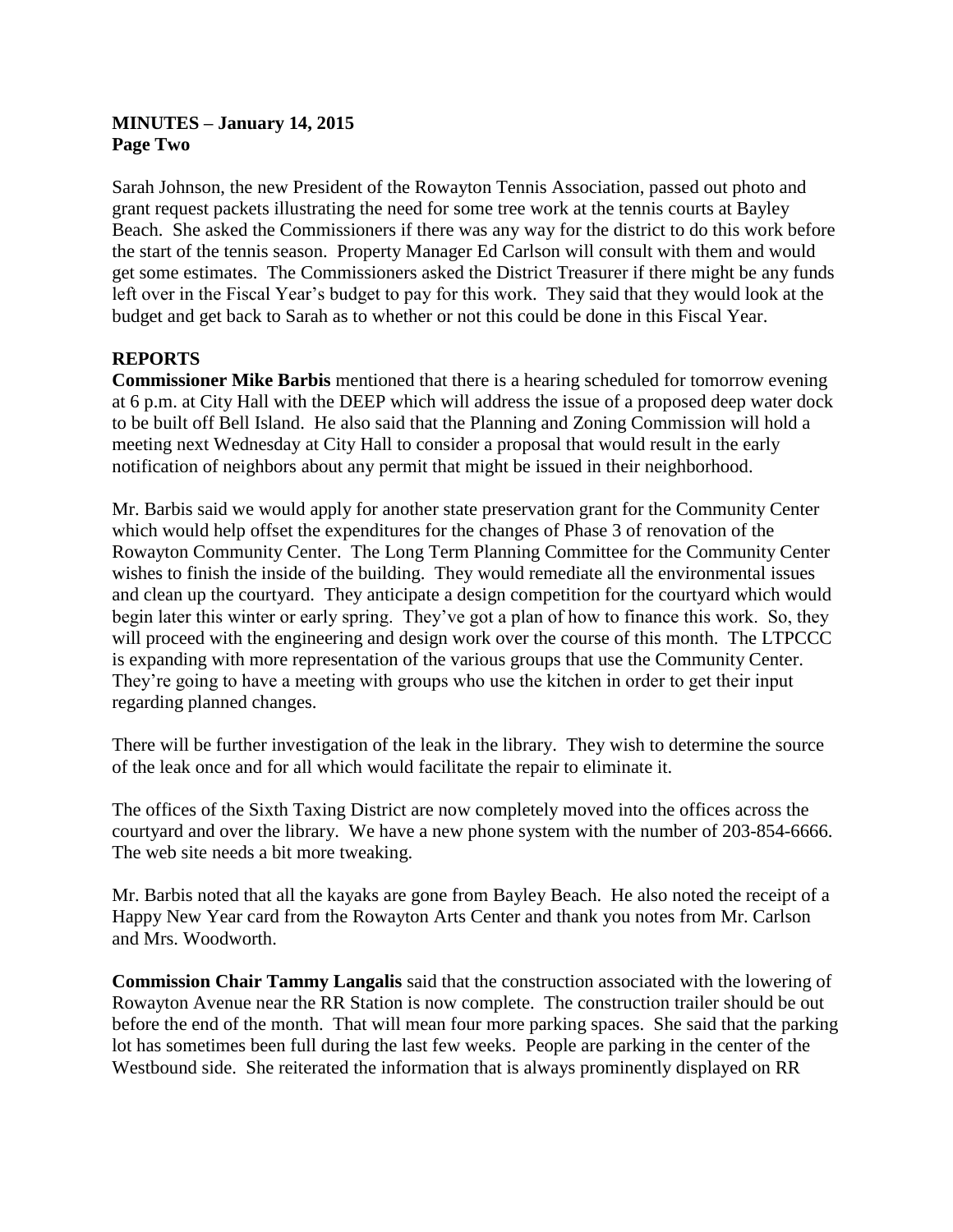**MINUTES – January 14, 2015**
**Page Two**

Sarah Johnson, the new President of the Rowayton Tennis Association, passed out photo and grant request packets illustrating the need for some tree work at the tennis courts at Bayley Beach. She asked the Commissioners if there was any way for the district to do this work before the start of the tennis season. Property Manager Ed Carlson will consult with them and would get some estimates. The Commissioners asked the District Treasurer if there might be any funds left over in the Fiscal Year's budget to pay for this work. They said that they would look at the budget and get back to Sarah as to whether or not this could be done in this Fiscal Year.

## REPORTS

**Commissioner Mike Barbis** mentioned that there is a hearing scheduled for tomorrow evening at 6 p.m. at City Hall with the DEEP which will address the issue of a proposed deep water dock to be built off Bell Island. He also said that the Planning and Zoning Commission will hold a meeting next Wednesday at City Hall to consider a proposal that would result in the early notification of neighbors about any permit that might be issued in their neighborhood.

Mr. Barbis said we would apply for another state preservation grant for the Community Center which would help offset the expenditures for the changes of Phase 3 of renovation of the Rowayton Community Center. The Long Term Planning Committee for the Community Center wishes to finish the inside of the building. They would remediate all the environmental issues and clean up the courtyard. They anticipate a design competition for the courtyard which would begin later this winter or early spring. They've got a plan of how to finance this work. So, they will proceed with the engineering and design work over the course of this month. The LTPCCC is expanding with more representation of the various groups that use the Community Center. They're going to have a meeting with groups who use the kitchen in order to get their input regarding planned changes.

There will be further investigation of the leak in the library. They wish to determine the source of the leak once and for all which would facilitate the repair to eliminate it.

The offices of the Sixth Taxing District are now completely moved into the offices across the courtyard and over the library. We have a new phone system with the number of 203-854-6666. The web site needs a bit more tweaking.

Mr. Barbis noted that all the kayaks are gone from Bayley Beach. He also noted the receipt of a Happy New Year card from the Rowayton Arts Center and thank you notes from Mr. Carlson and Mrs. Woodworth.

**Commission Chair Tammy Langalis** said that the construction associated with the lowering of Rowayton Avenue near the RR Station is now complete. The construction trailer should be out before the end of the month. That will mean four more parking spaces. She said that the parking lot has sometimes been full during the last few weeks. People are parking in the center of the Westbound side. She reiterated the information that is always prominently displayed on RR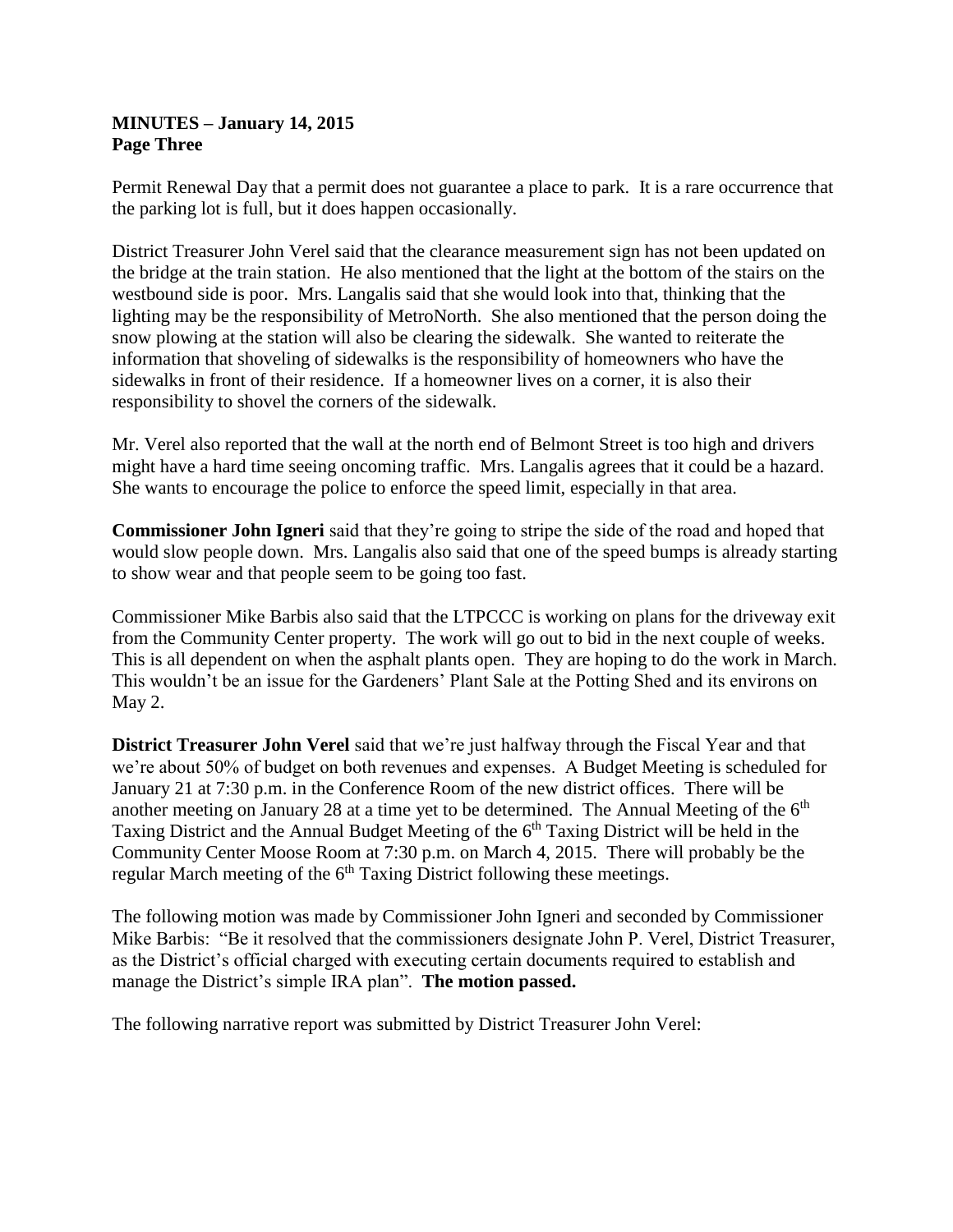**MINUTES – January 14, 2015**
**Page Three**

Permit Renewal Day that a permit does not guarantee a place to park. It is a rare occurrence that the parking lot is full, but it does happen occasionally.

District Treasurer John Verel said that the clearance measurement sign has not been updated on the bridge at the train station. He also mentioned that the light at the bottom of the stairs on the westbound side is poor. Mrs. Langalis said that she would look into that, thinking that the lighting may be the responsibility of MetroNorth. She also mentioned that the person doing the snow plowing at the station will also be clearing the sidewalk. She wanted to reiterate the information that shoveling of sidewalks is the responsibility of homeowners who have the sidewalks in front of their residence. If a homeowner lives on a corner, it is also their responsibility to shovel the corners of the sidewalk.

Mr. Verel also reported that the wall at the north end of Belmont Street is too high and drivers might have a hard time seeing oncoming traffic. Mrs. Langalis agrees that it could be a hazard. She wants to encourage the police to enforce the speed limit, especially in that area.

**Commissioner John Igneri** said that they're going to stripe the side of the road and hoped that would slow people down. Mrs. Langalis also said that one of the speed bumps is already starting to show wear and that people seem to be going too fast.

Commissioner Mike Barbis also said that the LTPCCC is working on plans for the driveway exit from the Community Center property. The work will go out to bid in the next couple of weeks. This is all dependent on when the asphalt plants open. They are hoping to do the work in March. This wouldn't be an issue for the Gardeners' Plant Sale at the Potting Shed and its environs on May 2.

**District Treasurer John Verel** said that we're just halfway through the Fiscal Year and that we're about 50% of budget on both revenues and expenses. A Budget Meeting is scheduled for January 21 at 7:30 p.m. in the Conference Room of the new district offices. There will be another meeting on January 28 at a time yet to be determined. The Annual Meeting of the 6th Taxing District and the Annual Budget Meeting of the 6th Taxing District will be held in the Community Center Moose Room at 7:30 p.m. on March 4, 2015. There will probably be the regular March meeting of the 6th Taxing District following these meetings.

The following motion was made by Commissioner John Igneri and seconded by Commissioner Mike Barbis: "Be it resolved that the commissioners designate John P. Verel, District Treasurer, as the District's official charged with executing certain documents required to establish and manage the District's simple IRA plan". **The motion passed.**

The following narrative report was submitted by District Treasurer John Verel: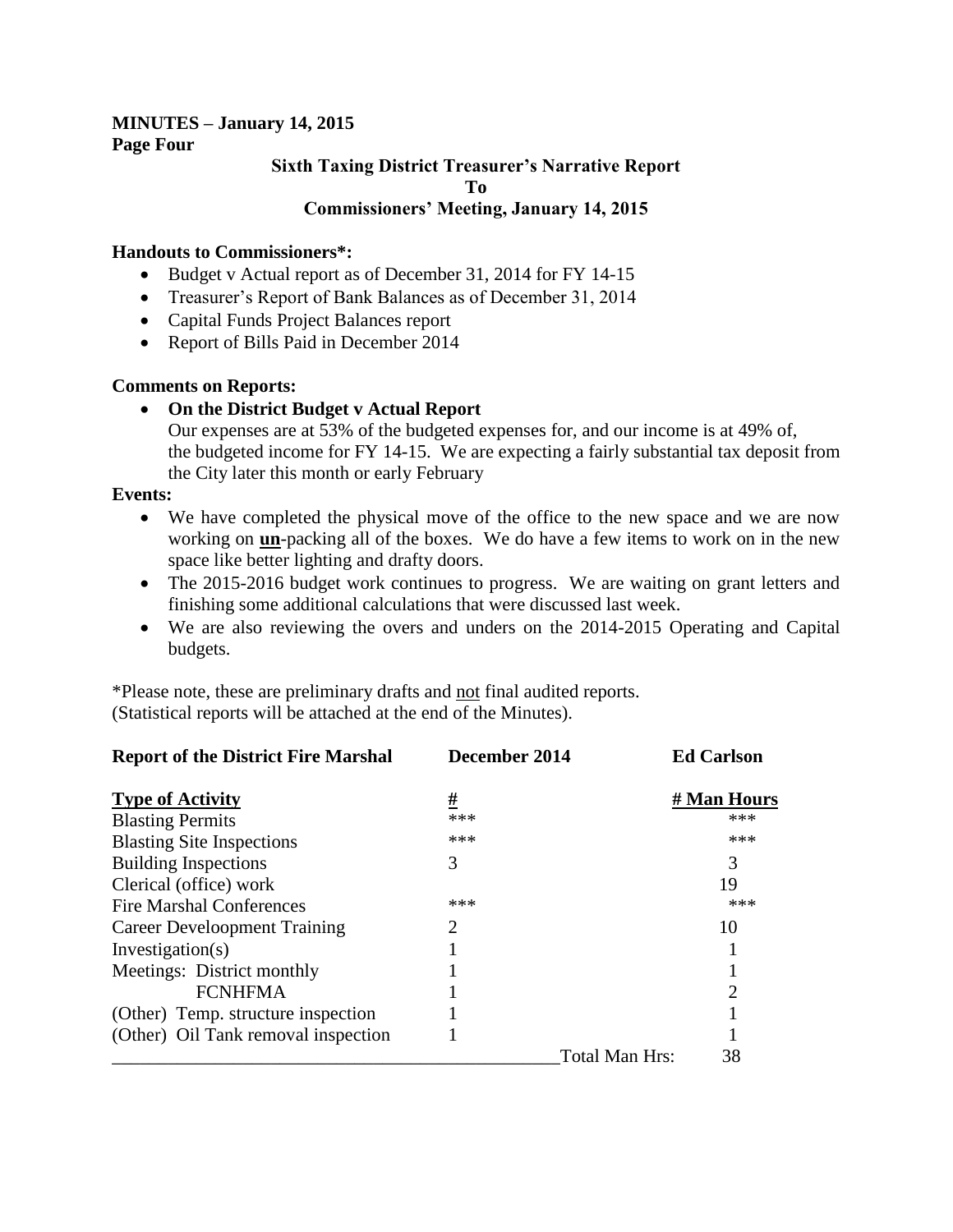**MINUTES – January 14, 2015**
**Page Four**

### Sixth Taxing District Treasurer's Narrative Report
### To
### Commissioners' Meeting, January 14, 2015

**Handouts to Commissioners*:**

- Budget v Actual report as of December 31, 2014 for FY 14-15
- Treasurer's Report of Bank Balances as of December 31, 2014
- Capital Funds Project Balances report
- Report of Bills Paid in December 2014

**Comments on Reports:**

- **On the District Budget v Actual Report**
  Our expenses are at 53% of the budgeted expenses for, and our income is at 49% of, the budgeted income for FY 14-15. We are expecting a fairly substantial tax deposit from the City later this month or early February

**Events:**

- We have completed the physical move of the office to the new space and we are now working on **<u>un</u>**-packing all of the boxes. We do have a few items to work on in the new space like better lighting and drafty doors.
- The 2015-2016 budget work continues to progress. We are waiting on grant letters and finishing some additional calculations that were discussed last week.
- We are also reviewing the overs and unders on the 2014-2015 Operating and Capital budgets.

*Please note, these are preliminary drafts and <u>not</u> final audited reports.
(Statistical reports will be attached at the end of the Minutes).

| **Report of the District Fire Marshal** | **December 2014** | **Ed Carlson** |
|---|---|---|
| **<u>Type of Activity</u>** | **<u>#</u>** | **<u># Man Hours</u>** |
| Blasting Permits | *** | *** |
| Blasting Site Inspections | *** | *** |
| Building Inspections | 3 | 3 |
| Clerical (office) work | | 19 |
| Fire Marshal Conferences | *** | *** |
| Career Develoopment Training | 2 | 10 |
| Investigation(s) | 1 | 1 |
| Meetings: District monthly | 1 | 1 |
| FCNHFMA | 1 | 2 |
| (Other) Temp. structure inspection | 1 | 1 |
| (Other) Oil Tank removal inspection | 1 | 1 |
| | Total Man Hrs: | 38 |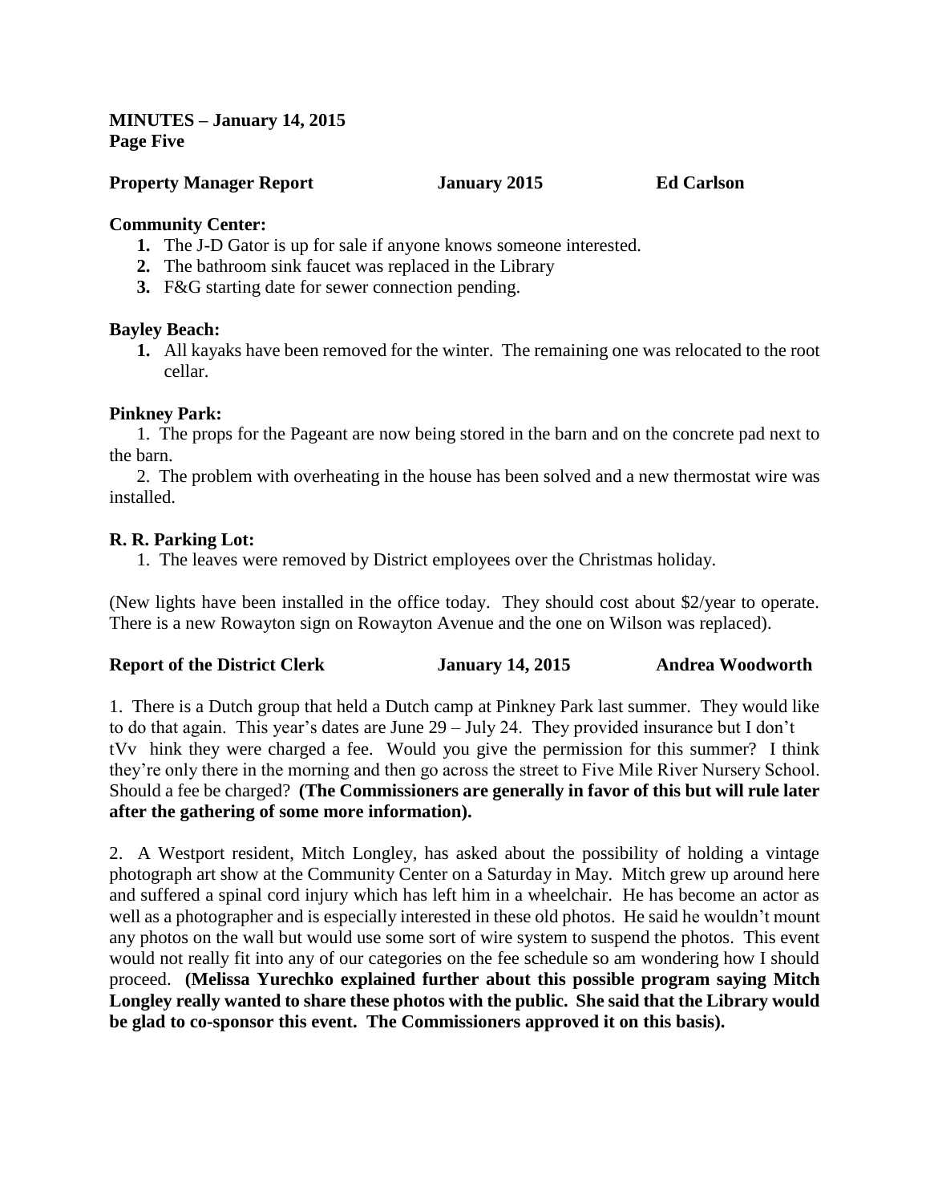**MINUTES – January 14, 2015**
**Page Five**

**Property Manager Report January 2015 Ed Carlson**

**Community Center:**

1. The J-D Gator is up for sale if anyone knows someone interested.
2. The bathroom sink faucet was replaced in the Library
3. F&G starting date for sewer connection pending.

**Bayley Beach:**

1. All kayaks have been removed for the winter. The remaining one was relocated to the root cellar.

**Pinkney Park:**

1. The props for the Pageant are now being stored in the barn and on the concrete pad next to the barn.
2. The problem with overheating in the house has been solved and a new thermostat wire was installed.

**R. R. Parking Lot:**

1. The leaves were removed by District employees over the Christmas holiday.

(New lights have been installed in the office today. They should cost about $2/year to operate. There is a new Rowayton sign on Rowayton Avenue and the one on Wilson was replaced).

**Report of the District Clerk January 14, 2015 Andrea Woodworth**

1. There is a Dutch group that held a Dutch camp at Pinkney Park last summer. They would like to do that again. This year's dates are June 29 – July 24. They provided insurance but I don't tVv hink they were charged a fee. Would you give the permission for this summer? I think they're only there in the morning and then go across the street to Five Mile River Nursery School. Should a fee be charged? **(The Commissioners are generally in favor of this but will rule later after the gathering of some more information).**

2. A Westport resident, Mitch Longley, has asked about the possibility of holding a vintage photograph art show at the Community Center on a Saturday in May. Mitch grew up around here and suffered a spinal cord injury which has left him in a wheelchair. He has become an actor as well as a photographer and is especially interested in these old photos. He said he wouldn't mount any photos on the wall but would use some sort of wire system to suspend the photos. This event would not really fit into any of our categories on the fee schedule so am wondering how I should proceed. **(Melissa Yurechko explained further about this possible program saying Mitch Longley really wanted to share these photos with the public. She said that the Library would be glad to co-sponsor this event. The Commissioners approved it on this basis).**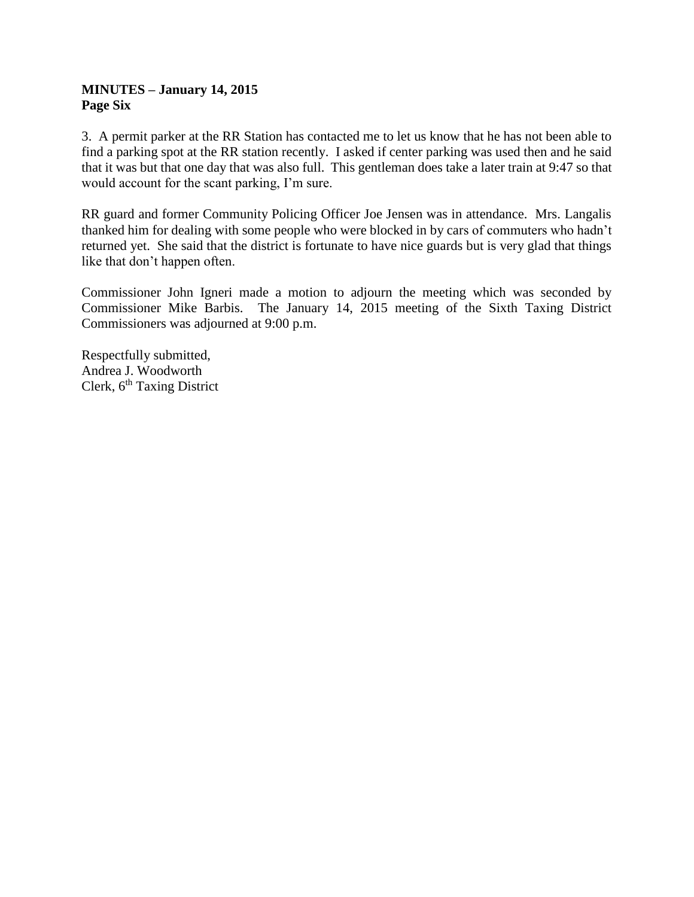3. A permit parker at the RR Station has contacted me to let us know that he has not been able to find a parking spot at the RR station recently. I asked if center parking was used then and he said that it was but that one day that was also full. This gentleman does take a later train at 9:47 so that would account for the scant parking, I'm sure.

RR guard and former Community Policing Officer Joe Jensen was in attendance. Mrs. Langalis thanked him for dealing with some people who were blocked in by cars of commuters who hadn't returned yet. She said that the district is fortunate to have nice guards but is very glad that things like that don't happen often.

Commissioner John Igneri made a motion to adjourn the meeting which was seconded by Commissioner Mike Barbis. The January 14, 2015 meeting of the Sixth Taxing District Commissioners was adjourned at 9:00 p.m.

Respectfully submitted,
Andrea J. Woodworth
Clerk, 6th Taxing District